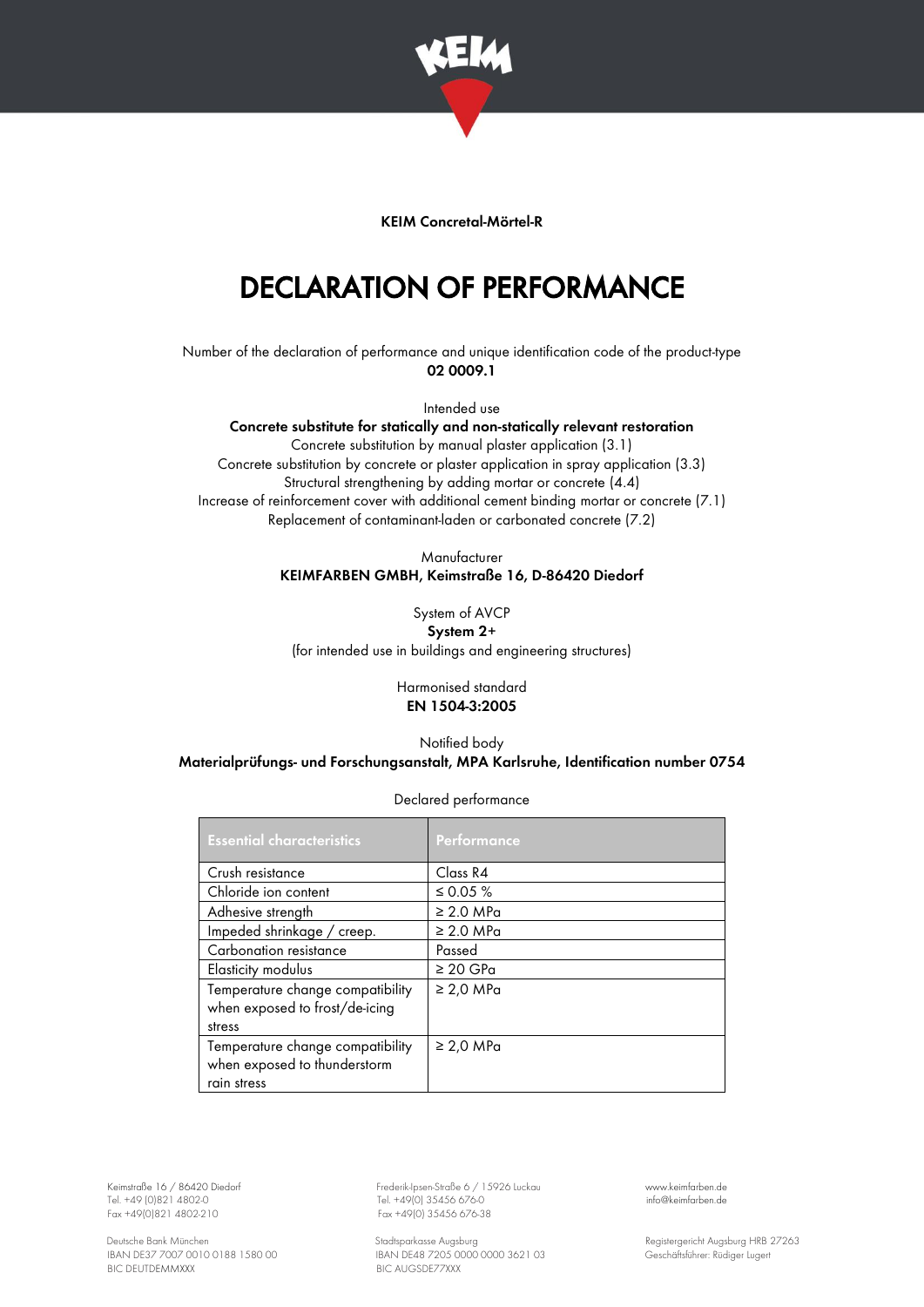KEIM Concretal-Mörtel-R

# DECLARATION OF PERFORMANCE

Number of the declaration of performance and unique identification code of the product-type
**02 0009.1**

Intended use
**Concrete substitute for statically and non-statically relevant restoration**
Concrete substitution by manual plaster application (3.1)
Concrete substitution by concrete or plaster application in spray application (3.3)
Structural strengthening by adding mortar or concrete (4.4)
Increase of reinforcement cover with additional cement binding mortar or concrete (7.1)
Replacement of contaminant-laden or carbonated concrete (7.2)

Manufacturer
**KEIMFARBEN GMBH, Keimstraße 16, D-86420 Diedorf**

System of AVCP
**System 2+**
(for intended use in buildings and engineering structures)

Harmonised standard
**EN 1504-3:2005**

Notified body
**Materialprüfungs- und Forschungsanstalt, MPA Karlsruhe, Identification number 0754**

Declared performance

| Essential characteristics | Performance |
|---|---|
| Crush resistance | Class R4 |
| Chloride ion content | ≤ 0.05 % |
| Adhesive strength | ≥ 2.0 MPa |
| Impeded shrinkage / creep. | ≥ 2.0 MPa |
| Carbonation resistance | Passed |
| Elasticity modulus | ≥ 20 GPa |
| Temperature change compatibility when exposed to frost/de-icing stress | ≥ 2,0 MPa |
| Temperature change compatibility when exposed to thunderstorm rain stress | ≥ 2,0 MPa |

Keimstraße 16 / 86420 Diedorf
Tel. +49 (0)821 4802-0
Fax +49(0)821 4802-210

Frederik-Ipsen-Straße 6 / 15926 Luckau
Tel. +49(0) 35456 676-0
Fax +49(0) 35456 676-38

www.keimfarben.de
info@keimfarben.de

Deutsche Bank München
IBAN DE37 7007 0010 0188 1580 00
BIC DEUTDEMMXXX

Stadtsparkasse Augsburg
IBAN DE48 7205 0000 0000 3621 03
BIC AUGSDE77XXX

Registergericht Augsburg HRB 27263
Geschäftsführer: Rüdiger Lugert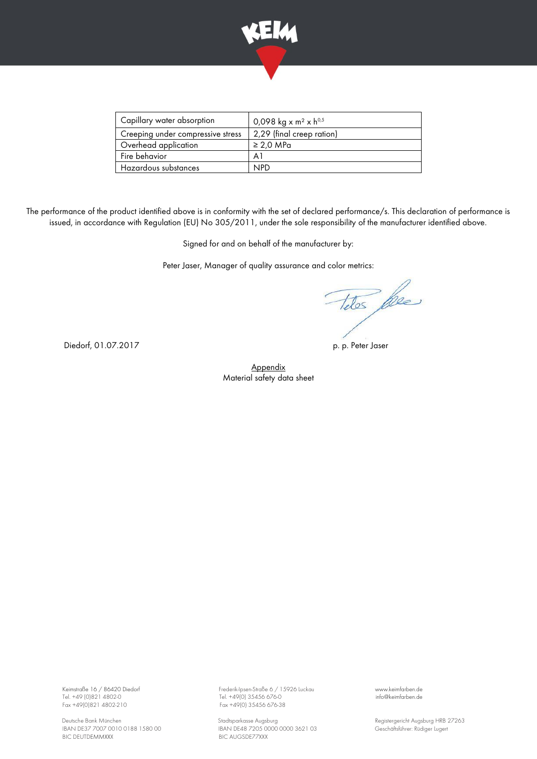| | |
|---|---|
| Capillary water absorption | 0,098 kg x m² x $h^{0,5}$ |
| Creeping under compressive stress | 2,29 (final creep ration) |
| Overhead application | ≥ 2,0 MPa |
| Fire behavior | A1 |
| Hazardous substances | NPD |

The performance of the product identified above is in conformity with the set of declared performance/s. This declaration of performance is issued, in accordance with Regulation (EU) No 305/2011, under the sole responsibility of the manufacturer identified above.

Signed for and on behalf of the manufacturer by:

Peter Jaser, Manager of quality assurance and color metrics:

Diedorf, 01.07.2017

p. p. Peter Jaser

Appendix

Material safety data sheet

Keimstraße 16 / 86420 Diedorf
Tel. +49 (0)821 4802-0
Fax +49(0)821 4802-210

Frederik-Ipsen-Straße 6 / 15926 Luckau
Tel. +49(0) 35456 676-0
Fax +49(0) 35456 676-38

www.keimfarben.de
info@keimfarben.de

Deutsche Bank München
IBAN DE37 7007 0010 0188 1580 00
BIC DEUTDEMMXXX

Stadtsparkasse Augsburg
IBAN DE48 7205 0000 0000 3621 03
BIC AUGSDE77XXX

Registergericht Augsburg HRB 27263
Geschäftsführer: Rüdiger Lugert